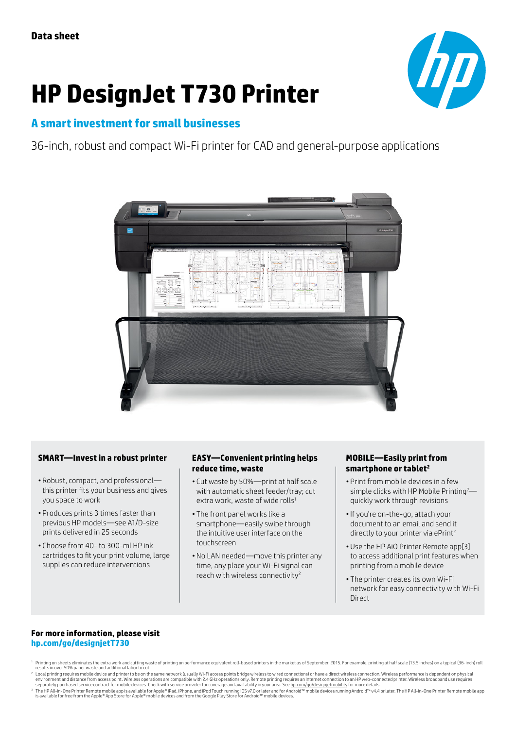Data sheet

# HP DesignJet T730 Printer

## A smart investment for small businesses

36-inch, robust and compact Wi-Fi printer for CAD and general-purpose applications

### SMART—Invest in a robust printer

- Robust, compact, and professional—this printer fits your business and gives you space to work
- Produces prints 3 times faster than previous HP models—see A1/D-size prints delivered in 25 seconds
- Choose from 40- to 300-ml HP ink cartridges to fit your print volume, large supplies can reduce interventions

### EASY—Convenient printing helps reduce time, waste

- Cut waste by 50%—print at half scale with automatic sheet feeder/tray; cut extra work, waste of wide rolls[1]
- The front panel works like a smartphone—easily swipe through the intuitive user interface on the touchscreen
- No LAN needed—move this printer any time, any place your Wi-Fi signal can reach with wireless connectivity[2]

### MOBILE—Easily print from smartphone or tablet[2]

- Print from mobile devices in a few simple clicks with HP Mobile Printing[2]—quickly work through revisions
- If you're on-the-go, attach your document to an email and send it directly to your printer via ePrint[2]
- Use the HP AiO Printer Remote app[3] to access additional print features when printing from a mobile device
- The printer creates its own Wi-Fi network for easy connectivity with Wi-Fi Direct

**For more information, please visit**
**hp.com/go/designjetT730**

[1] Printing on sheets eliminates the extra work and cutting waste of printing on performance equivalent roll-based printers in the market as of September, 2015. For example, printing at half scale (13.5 inches) on a typical (36-inch) roll results in over 50% paper waste and additional labor to cut.

[2] Local printing requires mobile device and printer to be on the same network (usually Wi-Fi access points bridge wireless to wired connections) or have a direct wireless connection. Wireless performance is dependent on physical environment and distance from access point. Wireless operations are compatible with 2.4 GHz operations only. Remote printing requires an Internet connection to an HP web-connected printer. Wireless broadband use requires separately purchased service contract for mobile devices. Check with service provider for coverage and availability in your area. See hp.com/go/designjetmobility for more details.

[3] The HP All-in-One Printer Remote mobile app is available for Apple® iPad, iPhone, and iPod Touch running iOS v7.0 or later and for Android™ mobile devices running Android™ v4.4 or later. The HP All-in-One Printer Remote mobile app is available for free from the Apple® App Store for Apple® mobile devices and from the Google Play Store for Android™ mobile devices.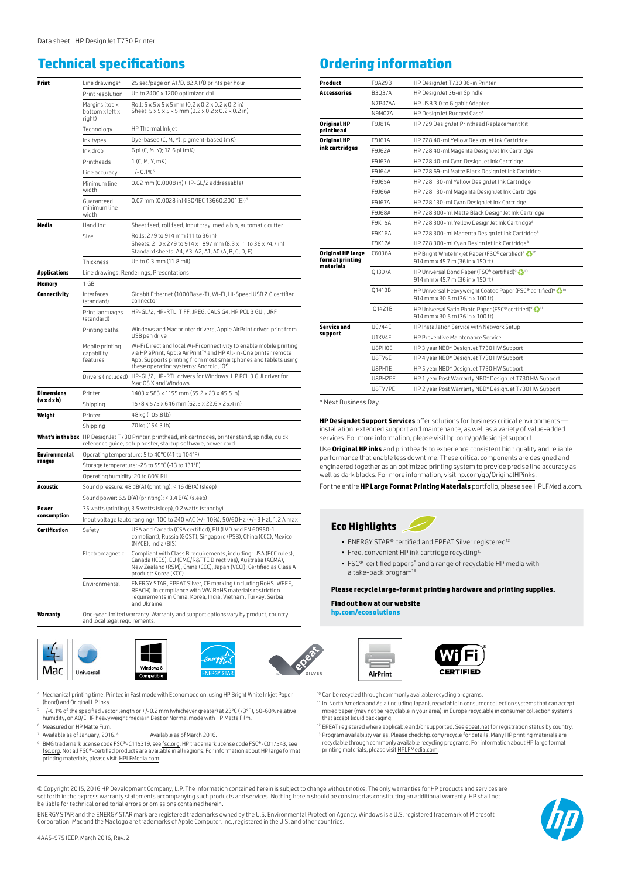## Technical specifications

| | | |
|---|---|---|
| **Print** | Line drawings[4] | 25 sec/page on A1/D, 82 A1/D prints per hour |
| | Print resolution | Up to 2400 x 1200 optimized dpi |
| | Margins (top x bottom x left x right) | Roll: 5 x 5 x 5 x 5 mm (0.2 x 0.2 x 0.2 x 0.2 in)<br>Sheet: 5 x 5 x 5 x 5 mm (0.2 x 0.2 x 0.2 x 0.2 in) |
| | Technology | HP Thermal Inkjet |
| | Ink types | Dye-based (C, M, Y); pigment-based (mK) |
| | Ink drop | 6 pl (C, M, Y); 12.6 pl (mK) |
| | Printheads | 1 (C, M, Y, mK) |
| | Line accuracy | +/- 0.1%[5] |
| | Minimum line width | 0.02 mm (0.0008 in) (HP-GL/2 addressable) |
| | Guaranteed minimum line width | 0.07 mm (0.0028 in) (ISO/IEC 13660:2001(E))[6] |
| **Media** | Handling | Sheet feed, roll feed, input tray, media bin, automatic cutter |
| | Size | Rolls: 279 to 914 mm (11 to 36 in)<br>Sheets: 210 x 279 to 914 x 1897 mm (8.3 x 11 to 36 x 74.7 in)<br>Standard sheets: A4, A3, A2, A1, A0 (A, B, C, D, E) |
| | Thickness | Up to 0.3 mm (11.8 mil) |
| **Applications** | Line drawings, Renderings, Presentations | |
| **Memory** | 1 GB | |
| **Connectivity** | Interfaces (standard) | Gigabit Ethernet (1000Base-T), Wi-Fi, Hi-Speed USB 2.0 certified connector |
| | Print languages (standard) | HP-GL/2, HP-RTL, TIFF, JPEG, CALS G4, HP PCL 3 GUI, URF |
| | Printing paths | Windows and Mac printer drivers, Apple AirPrint driver, print from USB pen drive |
| | Mobile printing capability features | Wi-Fi Direct and local Wi-Fi connectivity to enable mobile printing via HP ePrint, Apple AirPrint™ and HP All-in-One printer remote App. Supports printing from most smartphones and tablets using these operating systems: Android, iOS |
| | Drivers (included) | HP-GL/2, HP-RTL drivers for Windows; HP PCL 3 GUI driver for Mac OS X and Windows |
| **Dimensions (w x d x h)** | Printer | 1403 x 583 x 1155 mm (55.2 x 23 x 45.5 in) |
| | Shipping | 1578 x 575 x 646 mm (62.5 x 22.6 x 25.4 in) |
| **Weight** | Printer | 48 kg (105.8 lb) |
| | Shipping | 70 kg (154.3 lb) |
| **What's in the box** | HP DesignJet T730 Printer, printhead, ink cartridges, printer stand, spindle, quick reference guide, setup poster, startup software, power cord | |
| **Environmental ranges** | Operating temperature: 5 to 40°C (41 to 104°F) | |
| | Storage temperature: -25 to 55°C (-13 to 131°F) | |
| | Operating humidity: 20 to 80% RH | |
| **Acoustic** | Sound pressure: 48 dB(A) (printing); < 16 dB(A) (sleep) | |
| | Sound power: 6.5 B(A) (printing); < 3.4 B(A) (sleep) | |
| **Power consumption** | 35 watts (printing), 3.5 watts (sleep), 0.2 watts (standby) | |
| | Input voltage (auto ranging): 100 to 240 VAC (+/- 10%), 50/60 Hz (+/- 3 Hz), 1.2 A max | |
| **Certification** | Safety | USA and Canada (CSA certified), EU (LVD and EN 60950-1 compliant), Russia (GOST), Singapore (PSB), China (CCC), Mexico (NYCE), India (BIS) |
| | Electromagnetic | Compliant with Class B requirements, including: USA (FCC rules), Canada (ICES), EU (EMC/R&TTE Directives), Australia (ACMA), New Zealand (RSM), China (CCC), Japan (VCCI); Certified as Class A product: Korea (KCC) |
| | Environmental | ENERGY STAR, EPEAT Silver, CE marking (including RoHS, WEEE, REACH). In compliance with WW RoHS materials restriction requirements in China, Korea, India, Vietnam, Turkey, Serbia, and Ukraine. |
| **Warranty** | One-year limited warranty. Warranty and support options vary by product, country and local legal requirements. | |

## Ordering information

| | | |
|---|---|---|
| **Product** | F9A29B | HP DesignJet T730 36-in Printer |
| **Accessories** | B3Q37A | HP DesignJet 36-in Spindle |
| | N7P47AA | HP USB 3.0 to Gigabit Adapter |
| | N9M07A | HP DesignJet Rugged Case[7] |
| **Original HP printhead** | F9J81A | HP 729 DesignJet Printhead Replacement Kit |
| **Original HP ink cartridges** | F9J61A | HP 728 40-ml Yellow DesignJet Ink Cartridge |
| | F9J62A | HP 728 40-ml Magenta DesignJet Ink Cartridge |
| | F9J63A | HP 728 40-ml Cyan DesignJet Ink Cartridge |
| | F9J64A | HP 728 69-ml Matte Black DesignJet Ink Cartridge |
| | F9J65A | HP 728 130-ml Yellow DesignJet Ink Cartridge |
| | F9J66A | HP 728 130-ml Magenta DesignJet Ink Cartridge |
| | F9J67A | HP 728 130-ml Cyan DesignJet Ink Cartridge |
| | F9J68A | HP 728 300-ml Matte Black DesignJet Ink Cartridge |
| | F9K15A | HP 728 300-ml Yellow DesignJet Ink Cartridge[8] |
| | F9K16A | HP 728 300-ml Magenta DesignJet Ink Cartridge[8] |
| | F9K17A | HP 728 300-ml Cyan DesignJet Ink Cartridge[8] |
| **Original HP large format printing materials** | C6036A | HP Bright White Inkjet Paper (FSC® certified)[9] [10]<br>914 mm x 45.7 m (36 in x 150 ft) |
| | Q1397A | HP Universal Bond Paper (FSC® certified)[9] [10]<br>914 mm x 45.7 m (36 in x 150 ft) |
| | Q1413B | HP Universal Heavyweight Coated Paper (FSC® certified)[9] [10]<br>914 mm x 30.5 m (36 in x 100 ft) |
| | Q1421B | HP Universal Satin Photo Paper (FSC® certified)[9] [11]<br>914 mm x 30.5 m (36 in x 100 ft) |
| **Service and support** | U1C744E | HP Installation Service with Network Setup |
| | U1XV4E | HP Preventive Maintenance Service |
| | U8PH0E | HP 3 year NBD* DesignJet T730 HW Support |
| | U8TY6E | HP 4 year NBD* DesignJet T730 HW Support |
| | U8PH1E | HP 5 year NBD* DesignJet T730 HW Support |
| | U8PH2PE | HP 1 year Post Warranty NBD* DesignJet T730 HW Support |
| | U8TY7PE | HP 2 year Post Warranty NBD* DesignJet T730 HW Support |

* Next Business Day.

**HP DesignJet Support Services** offer solutions for business critical environments — installation, extended support and maintenance, as well as a variety of value-added services. For more information, please visit hp.com/go/designjetsupport.

Use **Original HP inks** and printheads to experience consistent high quality and reliable performance that enable less downtime. These critical components are designed and engineered together as an optimized printing system to provide precise line accuracy as well as dark blacks. For more information, visit hp.com/go/OriginalHPinks.

For the entire **HP Large Format Printing Materials** portfolio, please see HPLFMedia.com.

### Eco Highlights

- ENERGY STAR® certified and EPEAT Silver registered[12]
- Free, convenient HP ink cartridge recycling[13]
- FSC®-certified papers[9] and a range of recyclable HP media with a take-back program[13]

**Please recycle large-format printing hardware and printing supplies.**

**Find out how at our website**
**hp.com/ecosolutions**

Mac | Universal | Windows 8 Compatible | ENERGY STAR | epeat SILVER | AirPrint | Wi-Fi CERTIFIED

[4] Mechanical printing time. Printed in Fast mode with Economode on, using HP Bright White Inkjet Paper (bond) and Original HP inks.
[5] +/-0.1% of the specified vector length or +/-0.2 mm (whichever greater) at 23°C (73°F), 50-60% relative humidity, on A0/E HP heavyweight media in Best or Normal mode with HP Matte Film.
[6] Measured on HP Matte Film.
[7] Available as of January, 2016. [8] Available as of March 2016.
[9] BMG trademark license code FSC®-C115319, see fsc.org. HP trademark license code FSC®-C017543, see fsc.org. Not all FSC®-certified products are available in all regions. For information about HP large format printing materials, please visit HPLFMedia.com.
[10] Can be recycled through commonly available recycling programs.
[11] In North America and Asia (including Japan), recyclable in consumer collection systems that can accept mixed paper (may not be recyclable in your area); in Europe recyclable in consumer collection systems that accept liquid packaging.
[12] EPEAT registered where applicable and/or supported. See epeat.net for registration status by country.
[13] Program availability varies. Please check hp.com/recycle for details. Many HP printing materials are recyclable through commonly available recycling programs. For information about HP large format printing materials, please visit HPLFMedia.com.

© Copyright 2015, 2016 HP Development Company, L.P. The information contained herein is subject to change without notice. The only warranties for HP products and services are set forth in the express warranty statements accompanying such products and services. Nothing herein should be construed as constituting an additional warranty. HP shall not be liable for technical or editorial errors or omissions contained herein.

ENERGY STAR and the ENERGY STAR mark are registered trademarks owned by the U.S. Environmental Protection Agency. Windows is a U.S. registered trademark of Microsoft Corporation. Mac and the Mac logo are trademarks of Apple Computer, Inc., registered in the U.S. and other countries.

4AA5-9751EEP, March 2016, Rev. 2